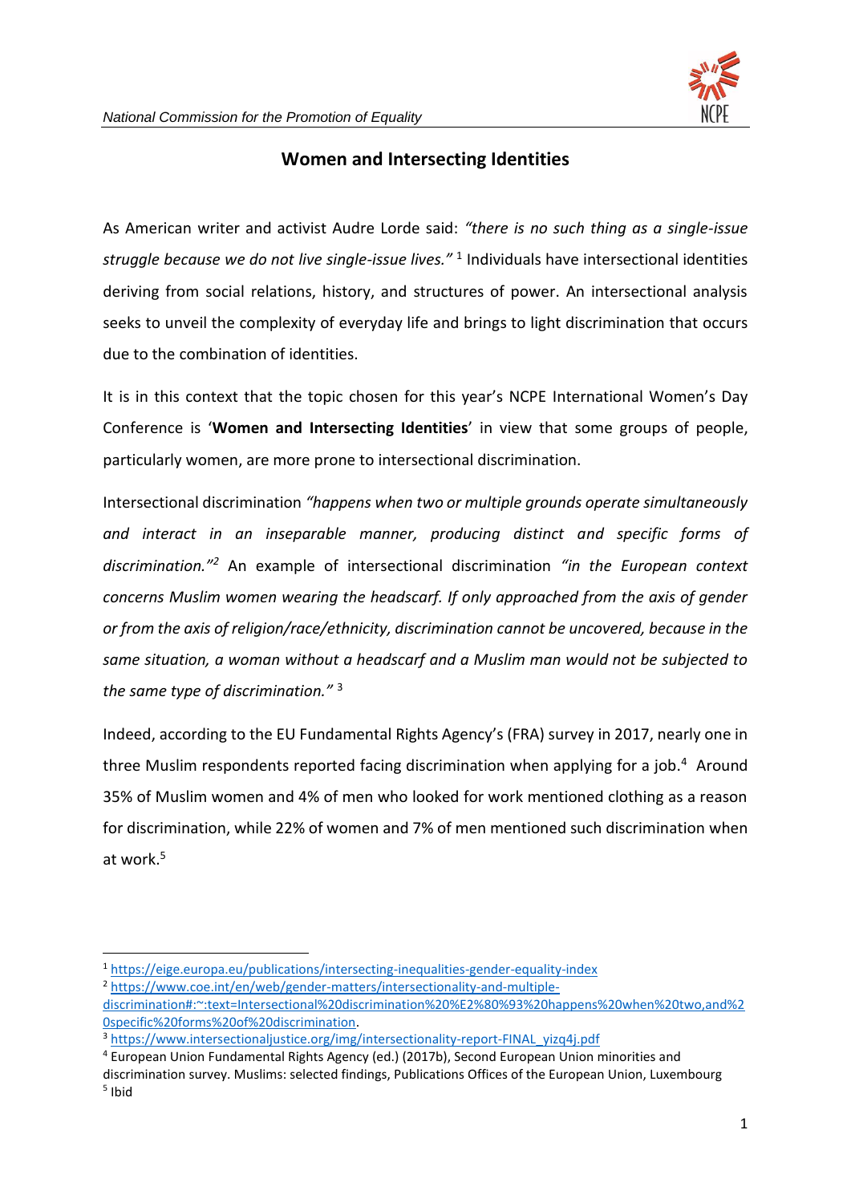# Women and Intersecting Identities

As American writer and activist Audre Lorde said: *"there is no such thing as a single-issue struggle because we do not live single-issue lives."* [1] Individuals have intersectional identities deriving from social relations, history, and structures of power. An intersectional analysis seeks to unveil the complexity of everyday life and brings to light discrimination that occurs due to the combination of identities.

It is in this context that the topic chosen for this year's NCPE International Women's Day Conference is '**Women and Intersecting Identities**' in view that some groups of people, particularly women, are more prone to intersectional discrimination.

Intersectional discrimination *"happens when two or multiple grounds operate simultaneously and interact in an inseparable manner, producing distinct and specific forms of discrimination."*[2] An example of intersectional discrimination *"in the European context concerns Muslim women wearing the headscarf. If only approached from the axis of gender or from the axis of religion/race/ethnicity, discrimination cannot be uncovered, because in the same situation, a woman without a headscarf and a Muslim man would not be subjected to the same type of discrimination."* [3]

Indeed, according to the EU Fundamental Rights Agency's (FRA) survey in 2017, nearly one in three Muslim respondents reported facing discrimination when applying for a job.[4] Around 35% of Muslim women and 4% of men who looked for work mentioned clothing as a reason for discrimination, while 22% of women and 7% of men mentioned such discrimination when at work.[5]

---

[1] https://eige.europa.eu/publications/intersecting-inequalities-gender-equality-index

[2] https://www.coe.int/en/web/gender-matters/intersectionality-and-multiple-discrimination#:~:text=Intersectional%20discrimination%20%E2%80%93%20happens%20when%20two,and%20specific%20forms%20of%20discrimination.

[3] https://www.intersectionaljustice.org/img/intersectionality-report-FINAL_yizq4j.pdf

[4] European Union Fundamental Rights Agency (ed.) (2017b), Second European Union minorities and discrimination survey. Muslims: selected findings, Publications Offices of the European Union, Luxembourg

[5] Ibid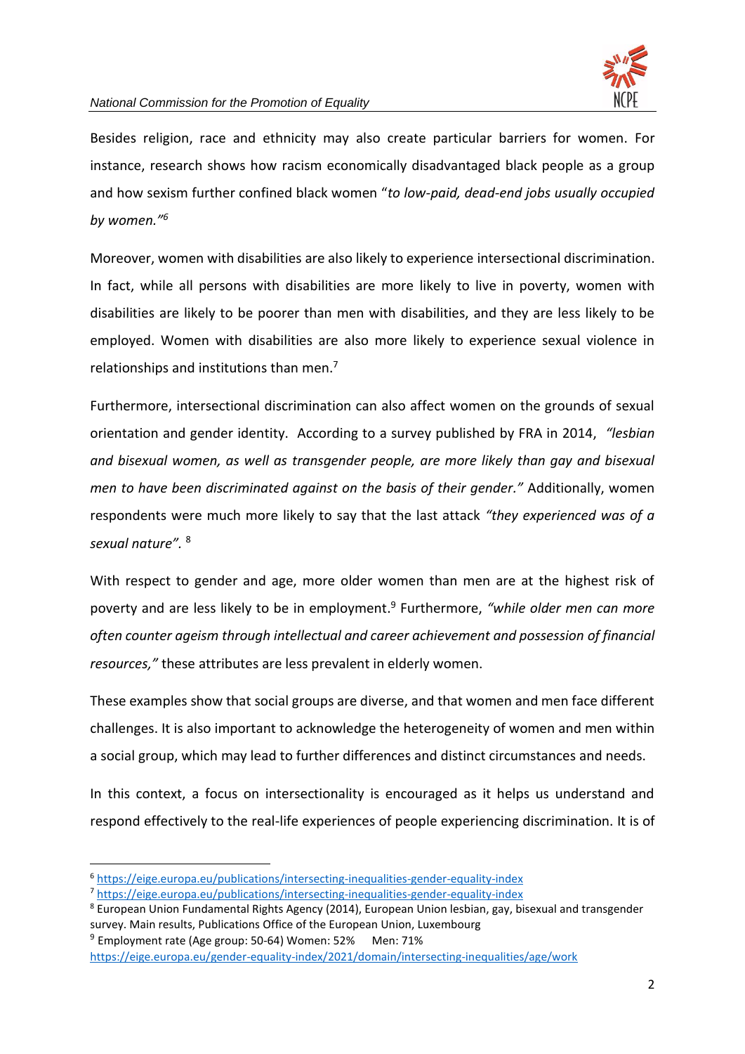Besides religion, race and ethnicity may also create particular barriers for women. For instance, research shows how racism economically disadvantaged black people as a group and how sexism further confined black women "*to low-paid, dead-end jobs usually occupied by women."*[6]

Moreover, women with disabilities are also likely to experience intersectional discrimination. In fact, while all persons with disabilities are more likely to live in poverty, women with disabilities are likely to be poorer than men with disabilities, and they are less likely to be employed. Women with disabilities are also more likely to experience sexual violence in relationships and institutions than men.[7]

Furthermore, intersectional discrimination can also affect women on the grounds of sexual orientation and gender identity. According to a survey published by FRA in 2014, *"lesbian and bisexual women, as well as transgender people, are more likely than gay and bisexual men to have been discriminated against on the basis of their gender."* Additionally, women respondents were much more likely to say that the last attack *"they experienced was of a sexual nature".* [8]

With respect to gender and age, more older women than men are at the highest risk of poverty and are less likely to be in employment.[9] Furthermore, *"while older men can more often counter ageism through intellectual and career achievement and possession of financial resources,"* these attributes are less prevalent in elderly women.

These examples show that social groups are diverse, and that women and men face different challenges. It is also important to acknowledge the heterogeneity of women and men within a social group, which may lead to further differences and distinct circumstances and needs.

In this context, a focus on intersectionality is encouraged as it helps us understand and respond effectively to the real-life experiences of people experiencing discrimination. It is of

---

[6] https://eige.europa.eu/publications/intersecting-inequalities-gender-equality-index

[7] https://eige.europa.eu/publications/intersecting-inequalities-gender-equality-index

[8] European Union Fundamental Rights Agency (2014), European Union lesbian, gay, bisexual and transgender survey. Main results, Publications Office of the European Union, Luxembourg

[9] Employment rate (Age group: 50-64) Women: 52% Men: 71% https://eige.europa.eu/gender-equality-index/2021/domain/intersecting-inequalities/age/work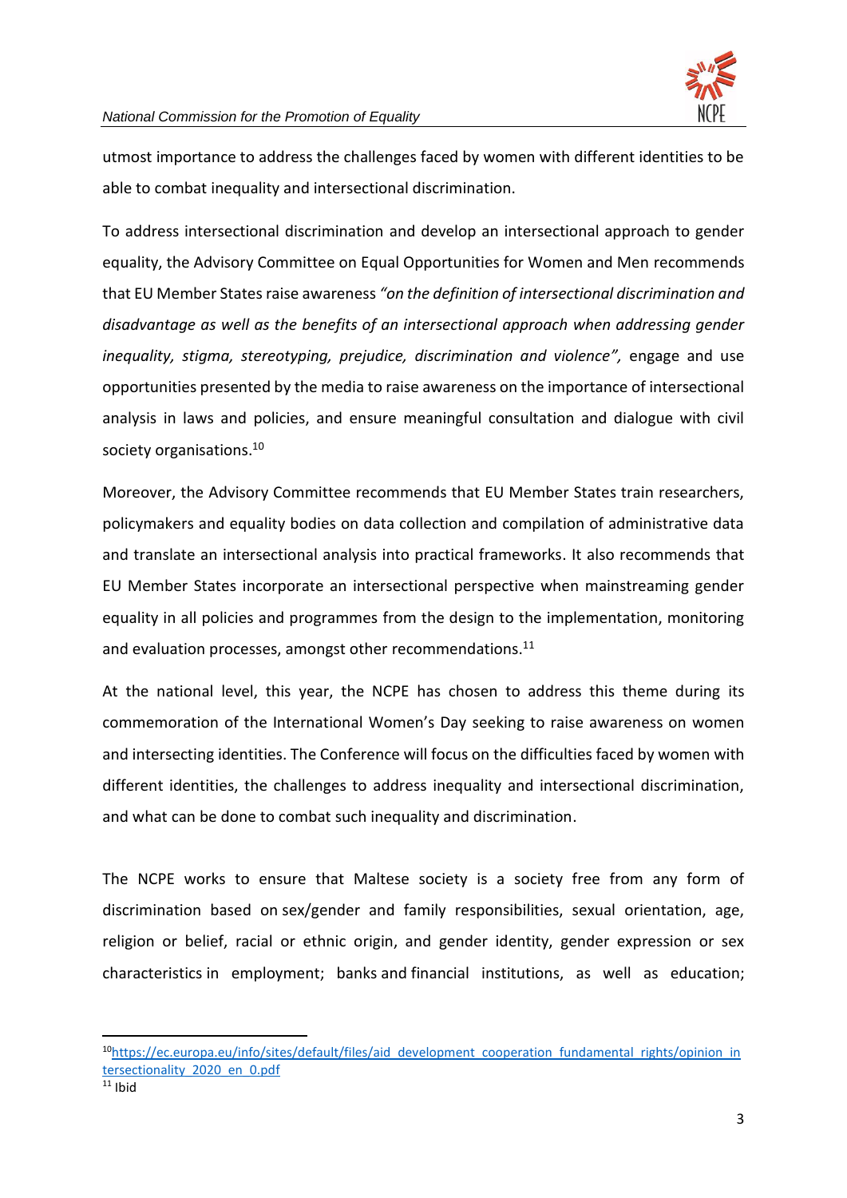utmost importance to address the challenges faced by women with different identities to be able to combat inequality and intersectional discrimination.

To address intersectional discrimination and develop an intersectional approach to gender equality, the Advisory Committee on Equal Opportunities for Women and Men recommends that EU Member States raise awareness *"on the definition of intersectional discrimination and disadvantage as well as the benefits of an intersectional approach when addressing gender inequality, stigma, stereotyping, prejudice, discrimination and violence",* engage and use opportunities presented by the media to raise awareness on the importance of intersectional analysis in laws and policies, and ensure meaningful consultation and dialogue with civil society organisations.[10]

Moreover, the Advisory Committee recommends that EU Member States train researchers, policymakers and equality bodies on data collection and compilation of administrative data and translate an intersectional analysis into practical frameworks. It also recommends that EU Member States incorporate an intersectional perspective when mainstreaming gender equality in all policies and programmes from the design to the implementation, monitoring and evaluation processes, amongst other recommendations.[11]

At the national level, this year, the NCPE has chosen to address this theme during its commemoration of the International Women's Day seeking to raise awareness on women and intersecting identities. The Conference will focus on the difficulties faced by women with different identities, the challenges to address inequality and intersectional discrimination, and what can be done to combat such inequality and discrimination.

The NCPE works to ensure that Maltese society is a society free from any form of discrimination based on sex/gender and family responsibilities, sexual orientation, age, religion or belief, racial or ethnic origin, and gender identity, gender expression or sex characteristics in employment; banks and financial institutions, as well as education;

---

[10] https://ec.europa.eu/info/sites/default/files/aid_development_cooperation_fundamental_rights/opinion_intersectionality_2020_en_0.pdf

[11] Ibid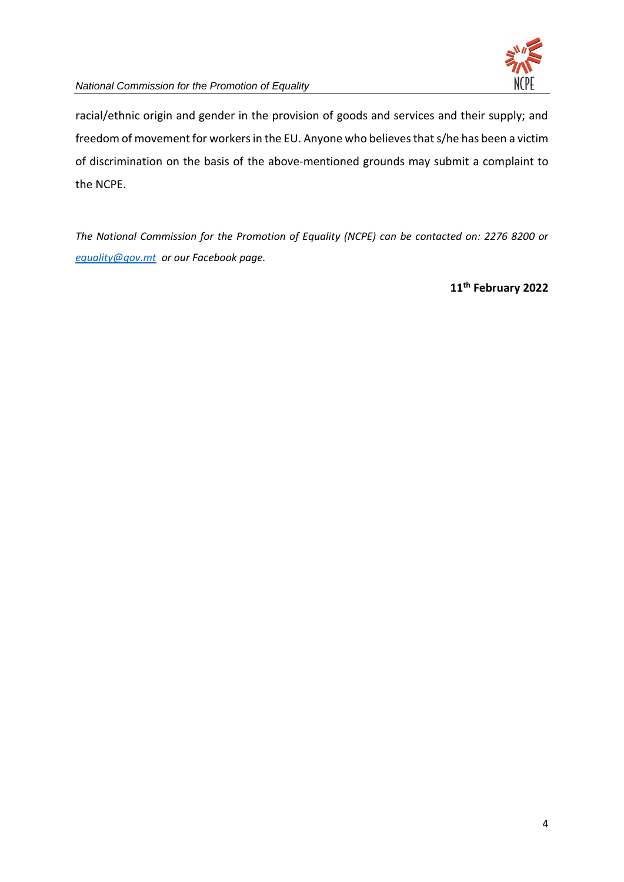racial/ethnic origin and gender in the provision of goods and services and their supply; and freedom of movement for workers in the EU. Anyone who believes that s/he has been a victim of discrimination on the basis of the above-mentioned grounds may submit a complaint to the NCPE.

*The National Commission for the Promotion of Equality (NCPE) can be contacted on: 2276 8200 or [equality@gov.mt](mailto:equality@gov.mt) or our Facebook page.*

**11th February 2022**